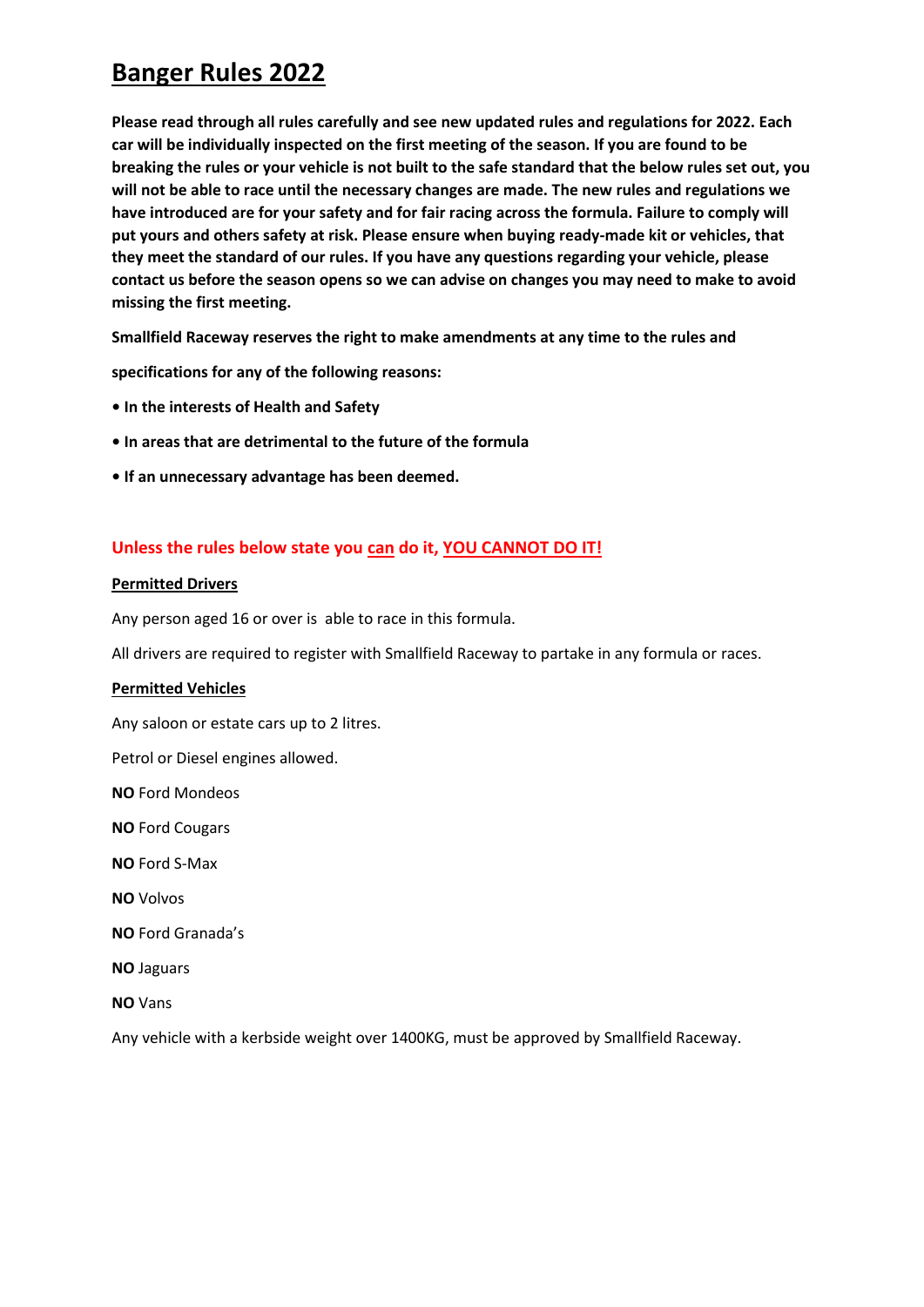# Banger Rules 2022

**Please read through all rules carefully and see new updated rules and regulations for 2022. Each car will be individually inspected on the first meeting of the season. If you are found to be breaking the rules or your vehicle is not built to the safe standard that the below rules set out, you will not be able to race until the necessary changes are made. The new rules and regulations we have introduced are for your safety and for fair racing across the formula. Failure to comply will put yours and others safety at risk. Please ensure when buying ready-made kit or vehicles, that they meet the standard of our rules. If you have any questions regarding your vehicle, please contact us before the season opens so we can advise on changes you may need to make to avoid missing the first meeting.**

**Smallfield Raceway reserves the right to make amendments at any time to the rules and**

**specifications for any of the following reasons:**

- **In the interests of Health and Safety**
- **In areas that are detrimental to the future of the formula**
- **If an unnecessary advantage has been deemed.**

**Unless the rules below state you can do it, YOU CANNOT DO IT!**

**Permitted Drivers**

Any person aged 16 or over is able to race in this formula.

All drivers are required to register with Smallfield Raceway to partake in any formula or races.

**Permitted Vehicles**

Any saloon or estate cars up to 2 litres.

Petrol or Diesel engines allowed.

**NO** Ford Mondeos

**NO** Ford Cougars

**NO** Ford S-Max

**NO** Volvos

**NO** Ford Granada's

**NO** Jaguars

**NO** Vans

Any vehicle with a kerbside weight over 1400KG, must be approved by Smallfield Raceway.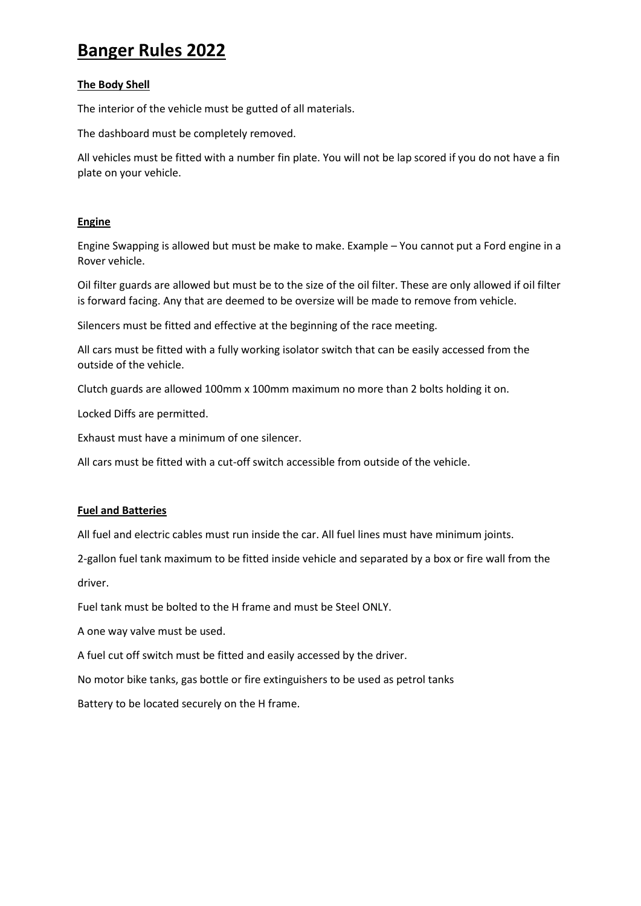# Banger Rules 2022

**The Body Shell**

The interior of the vehicle must be gutted of all materials.

The dashboard must be completely removed.

All vehicles must be fitted with a number fin plate. You will not be lap scored if you do not have a fin plate on your vehicle.

**Engine**

Engine Swapping is allowed but must be make to make. Example – You cannot put a Ford engine in a Rover vehicle.

Oil filter guards are allowed but must be to the size of the oil filter. These are only allowed if oil filter is forward facing. Any that are deemed to be oversize will be made to remove from vehicle.

Silencers must be fitted and effective at the beginning of the race meeting.

All cars must be fitted with a fully working isolator switch that can be easily accessed from the outside of the vehicle.

Clutch guards are allowed 100mm x 100mm maximum no more than 2 bolts holding it on.

Locked Diffs are permitted.

Exhaust must have a minimum of one silencer.

All cars must be fitted with a cut-off switch accessible from outside of the vehicle.

**Fuel and Batteries**

All fuel and electric cables must run inside the car. All fuel lines must have minimum joints.

2-gallon fuel tank maximum to be fitted inside vehicle and separated by a box or fire wall from the driver.

Fuel tank must be bolted to the H frame and must be Steel ONLY.

A one way valve must be used.

A fuel cut off switch must be fitted and easily accessed by the driver.

No motor bike tanks, gas bottle or fire extinguishers to be used as petrol tanks

Battery to be located securely on the H frame.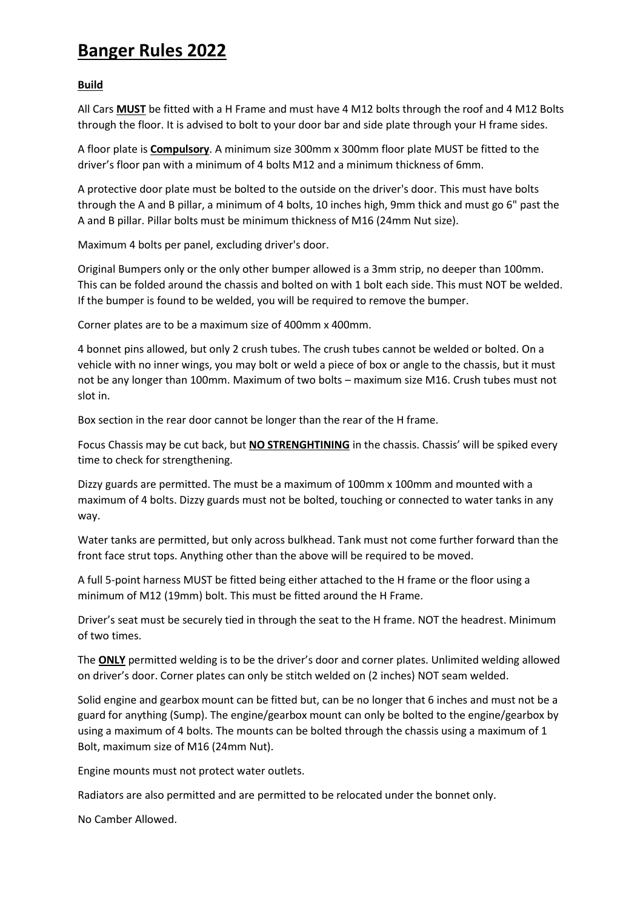# Banger Rules 2022

**Build**

All Cars **MUST** be fitted with a H Frame and must have 4 M12 bolts through the roof and 4 M12 Bolts through the floor. It is advised to bolt to your door bar and side plate through your H frame sides.

A floor plate is **Compulsory**. A minimum size 300mm x 300mm floor plate MUST be fitted to the driver's floor pan with a minimum of 4 bolts M12 and a minimum thickness of 6mm.

A protective door plate must be bolted to the outside on the driver's door. This must have bolts through the A and B pillar, a minimum of 4 bolts, 10 inches high, 9mm thick and must go 6" past the A and B pillar. Pillar bolts must be minimum thickness of M16 (24mm Nut size).

Maximum 4 bolts per panel, excluding driver's door.

Original Bumpers only or the only other bumper allowed is a 3mm strip, no deeper than 100mm. This can be folded around the chassis and bolted on with 1 bolt each side. This must NOT be welded. If the bumper is found to be welded, you will be required to remove the bumper.

Corner plates are to be a maximum size of 400mm x 400mm.

4 bonnet pins allowed, but only 2 crush tubes. The crush tubes cannot be welded or bolted. On a vehicle with no inner wings, you may bolt or weld a piece of box or angle to the chassis, but it must not be any longer than 100mm. Maximum of two bolts – maximum size M16. Crush tubes must not slot in.

Box section in the rear door cannot be longer than the rear of the H frame.

Focus Chassis may be cut back, but **NO STRENGHTINING** in the chassis. Chassis' will be spiked every time to check for strengthening.

Dizzy guards are permitted. The must be a maximum of 100mm x 100mm and mounted with a maximum of 4 bolts. Dizzy guards must not be bolted, touching or connected to water tanks in any way.

Water tanks are permitted, but only across bulkhead. Tank must not come further forward than the front face strut tops. Anything other than the above will be required to be moved.

A full 5-point harness MUST be fitted being either attached to the H frame or the floor using a minimum of M12 (19mm) bolt. This must be fitted around the H Frame.

Driver's seat must be securely tied in through the seat to the H frame. NOT the headrest. Minimum of two times.

The **ONLY** permitted welding is to be the driver's door and corner plates. Unlimited welding allowed on driver's door. Corner plates can only be stitch welded on (2 inches) NOT seam welded.

Solid engine and gearbox mount can be fitted but, can be no longer that 6 inches and must not be a guard for anything (Sump). The engine/gearbox mount can only be bolted to the engine/gearbox by using a maximum of 4 bolts. The mounts can be bolted through the chassis using a maximum of 1 Bolt, maximum size of M16 (24mm Nut).

Engine mounts must not protect water outlets.

Radiators are also permitted and are permitted to be relocated under the bonnet only.

No Camber Allowed.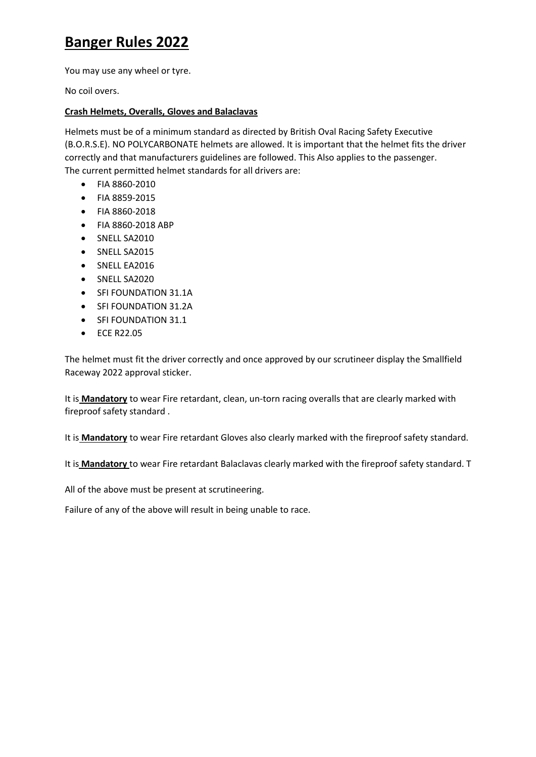# Banger Rules 2022

You may use any wheel or tyre.

No coil overs.

**Crash Helmets, Overalls, Gloves and Balaclavas**

Helmets must be of a minimum standard as directed by British Oval Racing Safety Executive (B.O.R.S.E). NO POLYCARBONATE helmets are allowed. It is important that the helmet fits the driver correctly and that manufacturers guidelines are followed. This Also applies to the passenger.
The current permitted helmet standards for all drivers are:

- FIA 8860-2010
- FIA 8859-2015
- FIA 8860-2018
- FIA 8860-2018 ABP
- SNELL SA2010
- SNELL SA2015
- SNELL EA2016
- SNELL SA2020
- SFI FOUNDATION 31.1A
- SFI FOUNDATION 31.2A
- SFI FOUNDATION 31.1
- ECE R22.05

The helmet must fit the driver correctly and once approved by our scrutineer display the Smallfield Raceway 2022 approval sticker.

It is **Mandatory** to wear Fire retardant, clean, un-torn racing overalls that are clearly marked with fireproof safety standard .

It is **Mandatory** to wear Fire retardant Gloves also clearly marked with the fireproof safety standard.

It is **Mandatory** to wear Fire retardant Balaclavas clearly marked with the fireproof safety standard. T

All of the above must be present at scrutineering.

Failure of any of the above will result in being unable to race.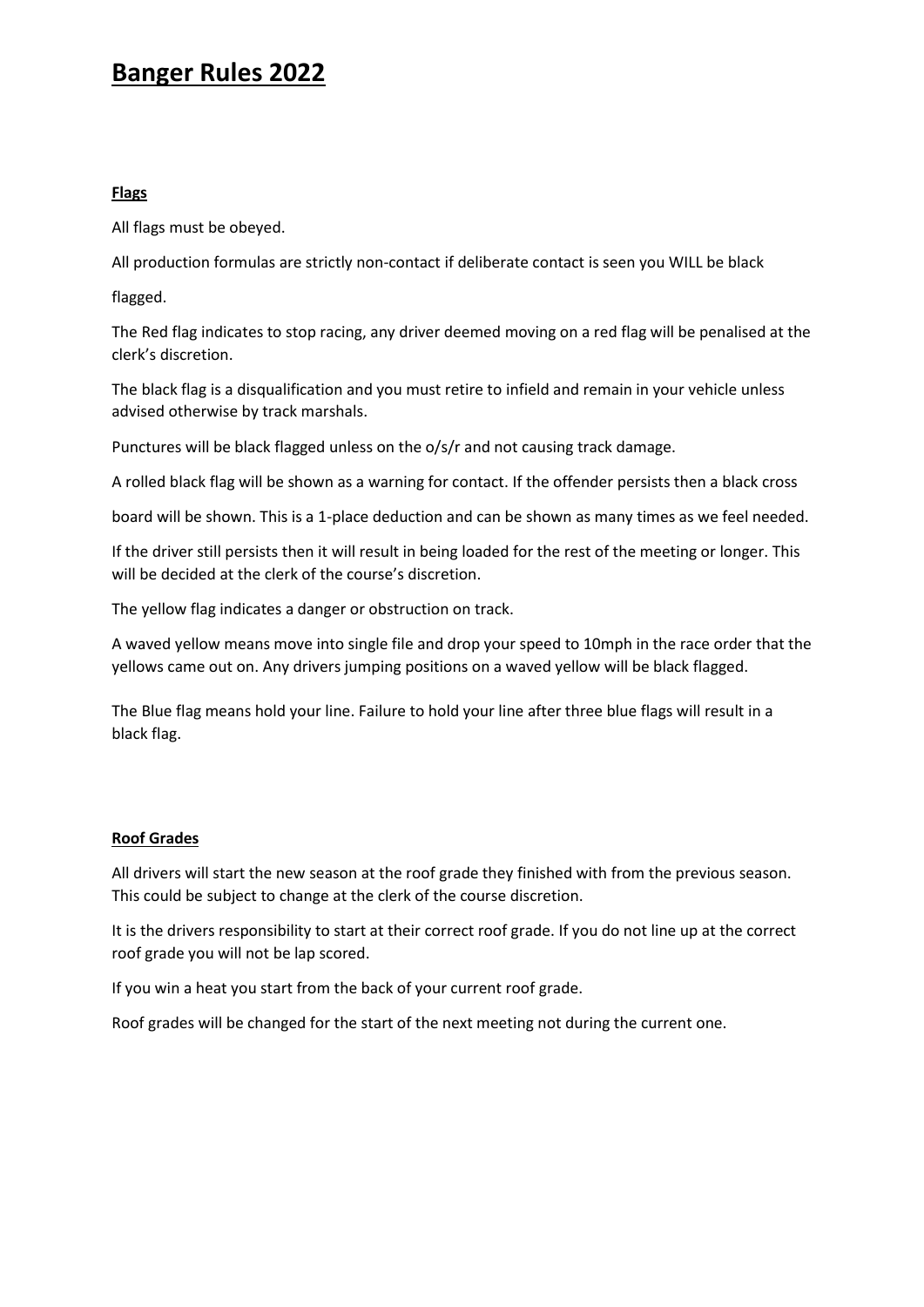# Banger Rules 2022

## Flags

All flags must be obeyed.

All production formulas are strictly non-contact if deliberate contact is seen you WILL be black flagged.

The Red flag indicates to stop racing, any driver deemed moving on a red flag will be penalised at the clerk's discretion.

The black flag is a disqualification and you must retire to infield and remain in your vehicle unless advised otherwise by track marshals.

Punctures will be black flagged unless on the o/s/r and not causing track damage.

A rolled black flag will be shown as a warning for contact. If the offender persists then a black cross board will be shown. This is a 1-place deduction and can be shown as many times as we feel needed.

If the driver still persists then it will result in being loaded for the rest of the meeting or longer. This will be decided at the clerk of the course's discretion.

The yellow flag indicates a danger or obstruction on track.

A waved yellow means move into single file and drop your speed to 10mph in the race order that the yellows came out on. Any drivers jumping positions on a waved yellow will be black flagged.

The Blue flag means hold your line. Failure to hold your line after three blue flags will result in a black flag.

## Roof Grades

All drivers will start the new season at the roof grade they finished with from the previous season. This could be subject to change at the clerk of the course discretion.

It is the drivers responsibility to start at their correct roof grade. If you do not line up at the correct roof grade you will not be lap scored.

If you win a heat you start from the back of your current roof grade.

Roof grades will be changed for the start of the next meeting not during the current one.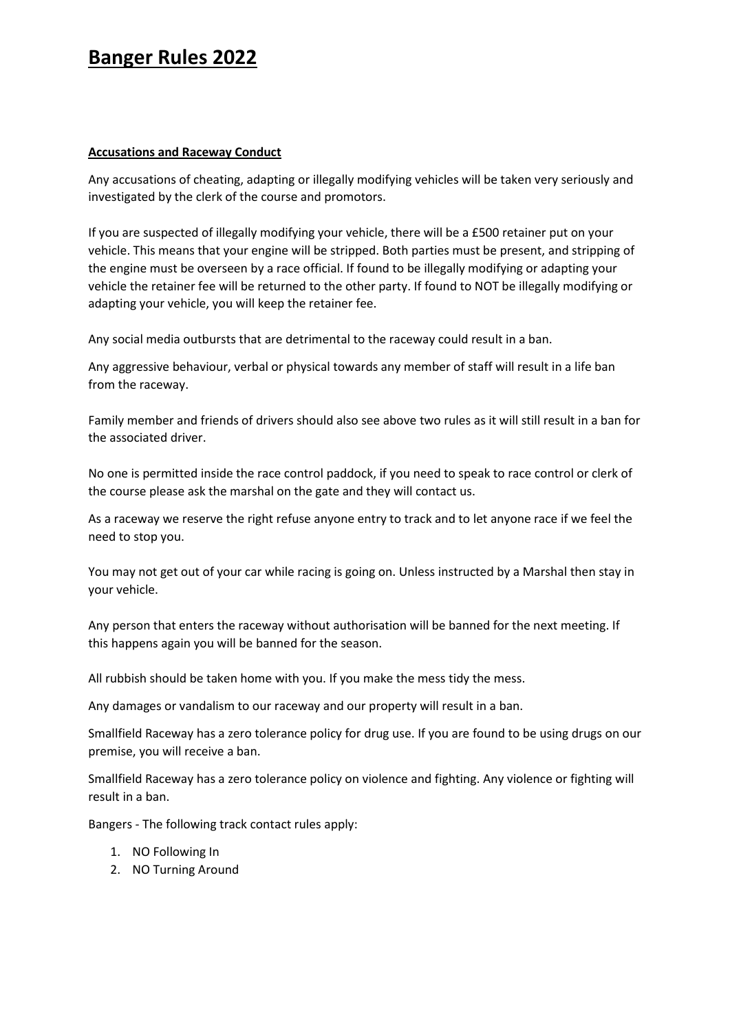# Banger Rules 2022

**Accusations and Raceway Conduct**

Any accusations of cheating, adapting or illegally modifying vehicles will be taken very seriously and investigated by the clerk of the course and promotors.

If you are suspected of illegally modifying your vehicle, there will be a £500 retainer put on your vehicle. This means that your engine will be stripped. Both parties must be present, and stripping of the engine must be overseen by a race official. If found to be illegally modifying or adapting your vehicle the retainer fee will be returned to the other party. If found to NOT be illegally modifying or adapting your vehicle, you will keep the retainer fee.

Any social media outbursts that are detrimental to the raceway could result in a ban.

Any aggressive behaviour, verbal or physical towards any member of staff will result in a life ban from the raceway.

Family member and friends of drivers should also see above two rules as it will still result in a ban for the associated driver.

No one is permitted inside the race control paddock, if you need to speak to race control or clerk of the course please ask the marshal on the gate and they will contact us.

As a raceway we reserve the right refuse anyone entry to track and to let anyone race if we feel the need to stop you.

You may not get out of your car while racing is going on. Unless instructed by a Marshal then stay in your vehicle.

Any person that enters the raceway without authorisation will be banned for the next meeting. If this happens again you will be banned for the season.

All rubbish should be taken home with you. If you make the mess tidy the mess.

Any damages or vandalism to our raceway and our property will result in a ban.

Smallfield Raceway has a zero tolerance policy for drug use. If you are found to be using drugs on our premise, you will receive a ban.

Smallfield Raceway has a zero tolerance policy on violence and fighting. Any violence or fighting will result in a ban.

Bangers - The following track contact rules apply:

1. NO Following In
2. NO Turning Around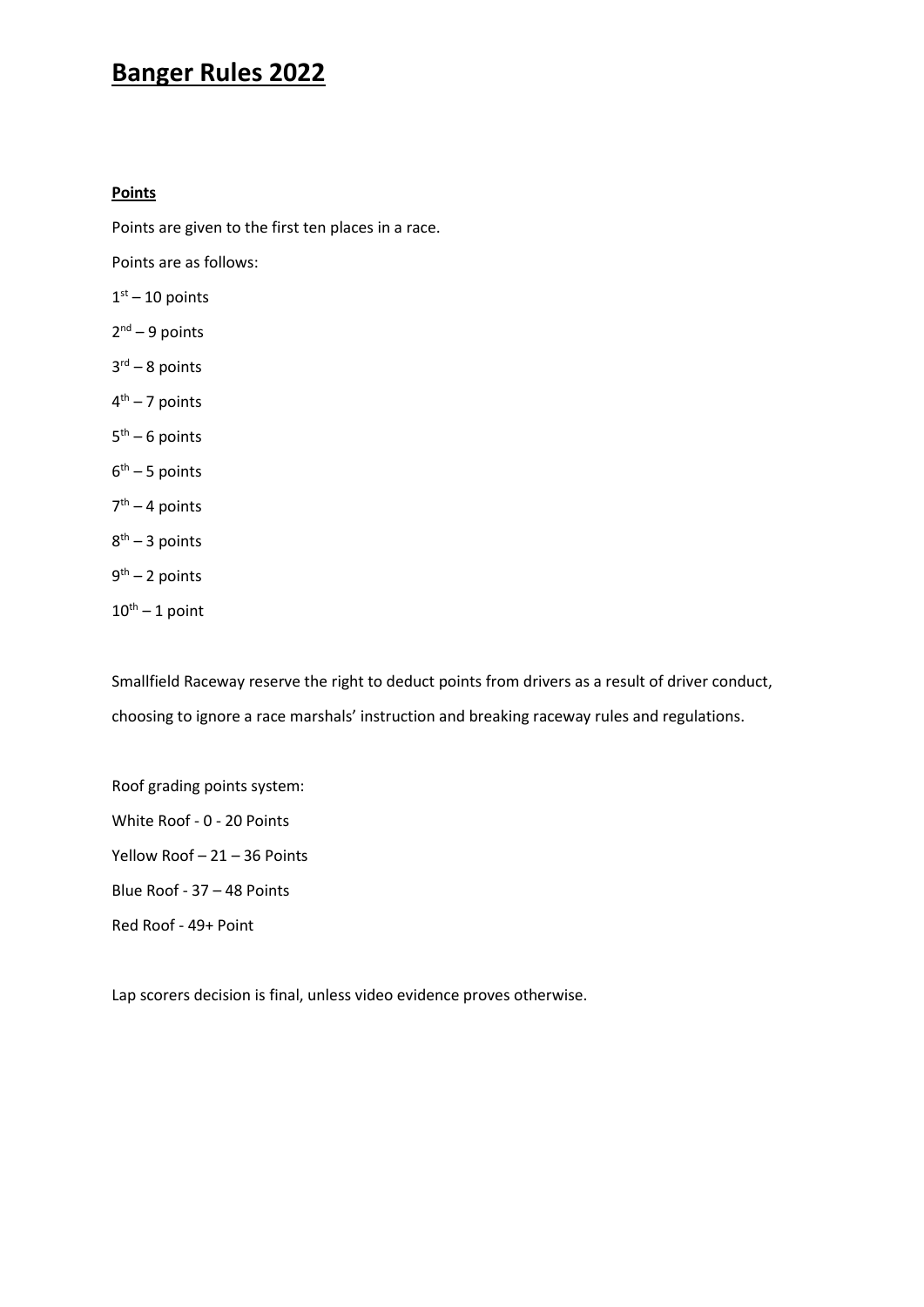# Banger Rules 2022

**Points**

Points are given to the first ten places in a race.

Points are as follows:

1st – 10 points

2nd – 9 points

3rd – 8 points

4th – 7 points

5th – 6 points

6th – 5 points

7th – 4 points

8th – 3 points

9th – 2 points

10th – 1 point

Smallfield Raceway reserve the right to deduct points from drivers as a result of driver conduct, choosing to ignore a race marshals' instruction and breaking raceway rules and regulations.

Roof grading points system:

White Roof - 0 - 20 Points

Yellow Roof – 21 – 36 Points

Blue Roof - 37 – 48 Points

Red Roof - 49+ Point

Lap scorers decision is final, unless video evidence proves otherwise.